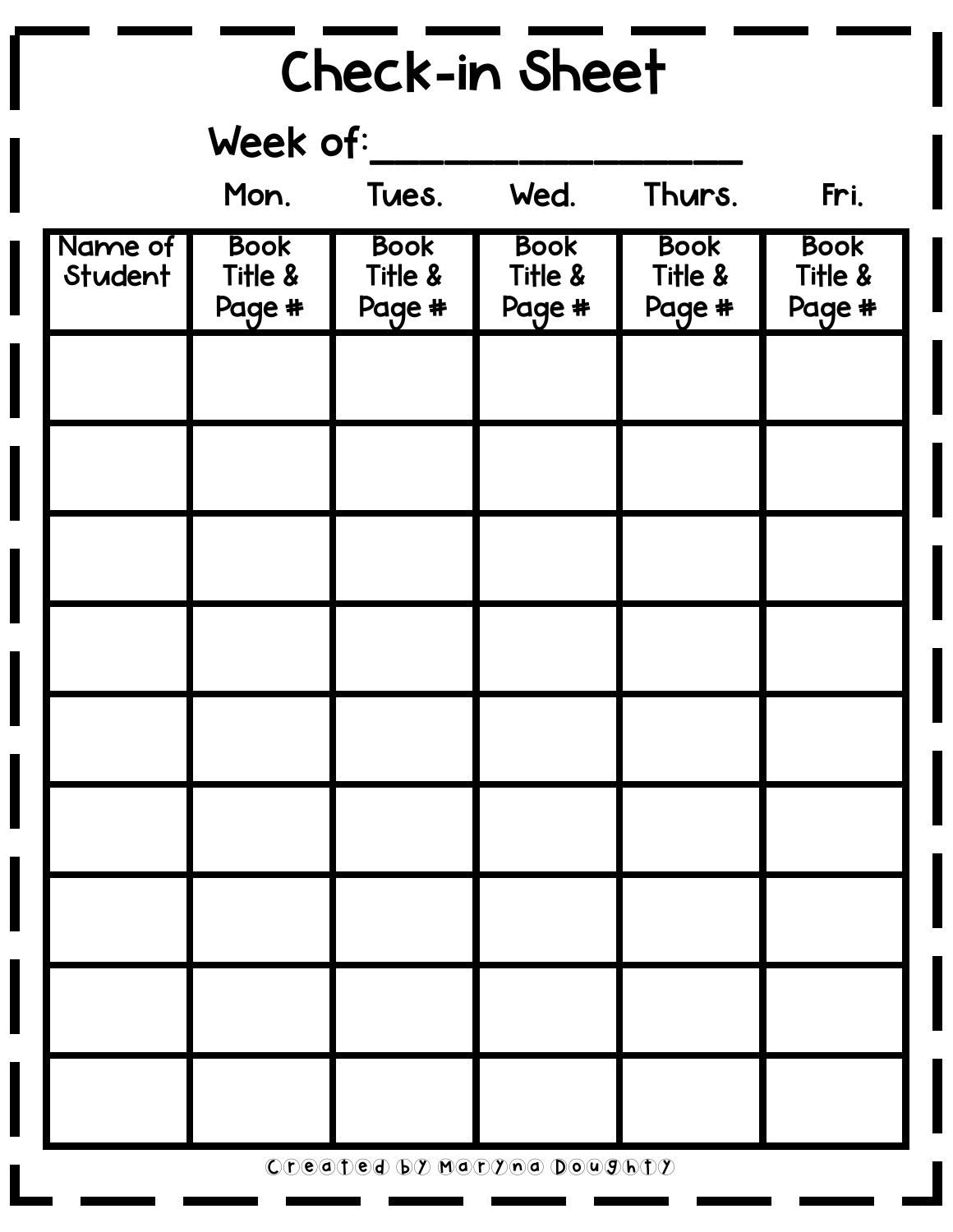# Check-in Sheet

Week of:_______________

| Name of Student | Mon.<br>Book Title & Page # | Tues.<br>Book Title & Page # | Wed.<br>Book Title & Page # | Thurs.<br>Book Title & Page # | Fri.<br>Book Title & Page # |
|---|---|---|---|---|---|
| | | | | | |
| | | | | | |
| | | | | | |
| | | | | | |
| | | | | | |
| | | | | | |
| | | | | | |
| | | | | | |
| | | | | | |

Created by Maryna Doughty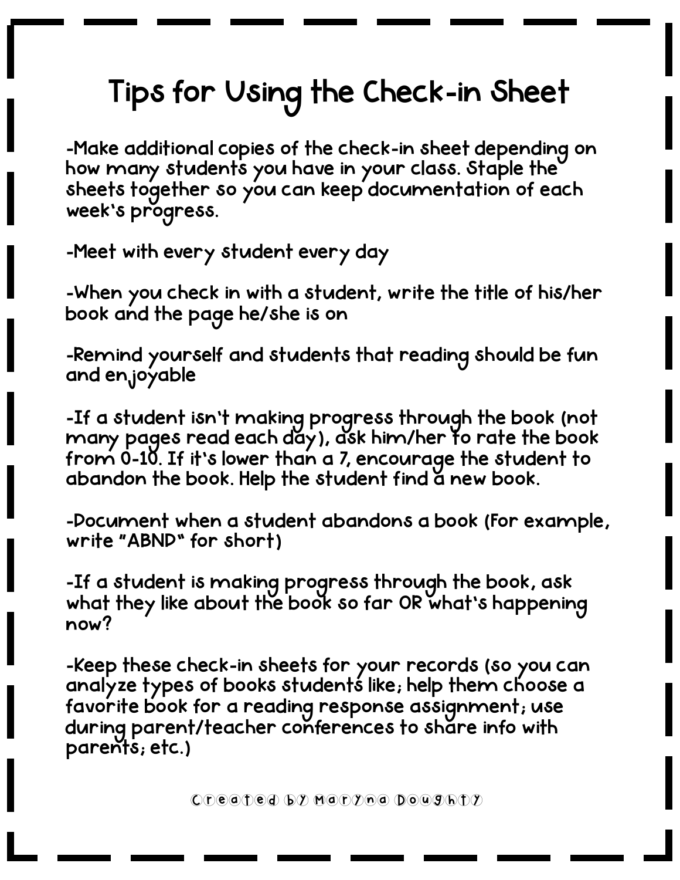# Tips for Using the Check-in Sheet

-Make additional copies of the check-in sheet depending on how many students you have in your class. Staple the sheets together so you can keep documentation of each week's progress.

-Meet with every student every day

-When you check in with a student, write the title of his/her book and the page he/she is on

-Remind yourself and students that reading should be fun and enjoyable

-If a student isn't making progress through the book (not many pages read each day), ask him/her to rate the book from 0-10. If it's lower than a 7, encourage the student to abandon the book. Help the student find a new book.

-Document when a student abandons a book (For example, write "ABND" for short)

-If a student is making progress through the book, ask what they like about the book so far OR what's happening now?

-Keep these check-in sheets for your records (so you can analyze types of books students like; help them choose a favorite book for a reading response assignment; use during parent/teacher conferences to share info with parents; etc.)

Created by Maryna Doughty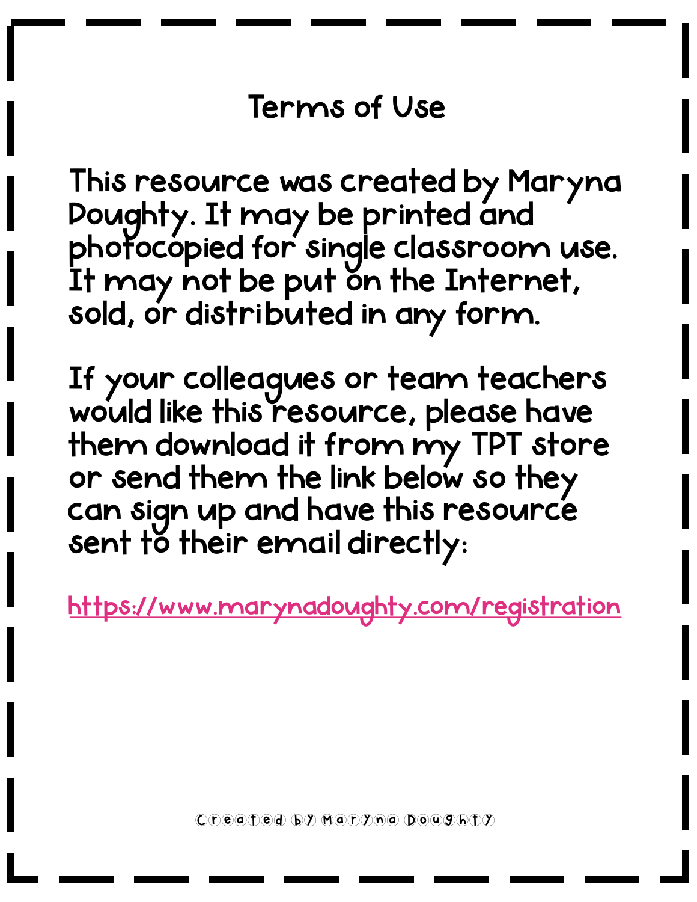# Terms of Use

This resource was created by Maryna Doughty. It may be printed and photocopied for single classroom use. It may not be put on the Internet, sold, or distributed in any form.

If your colleagues or team teachers would like this resource, please have them download it from my TPT store or send them the link below so they can sign up and have this resource sent to their email directly:

https://www.marynadoughty.com/registration

Created by Maryna Doughty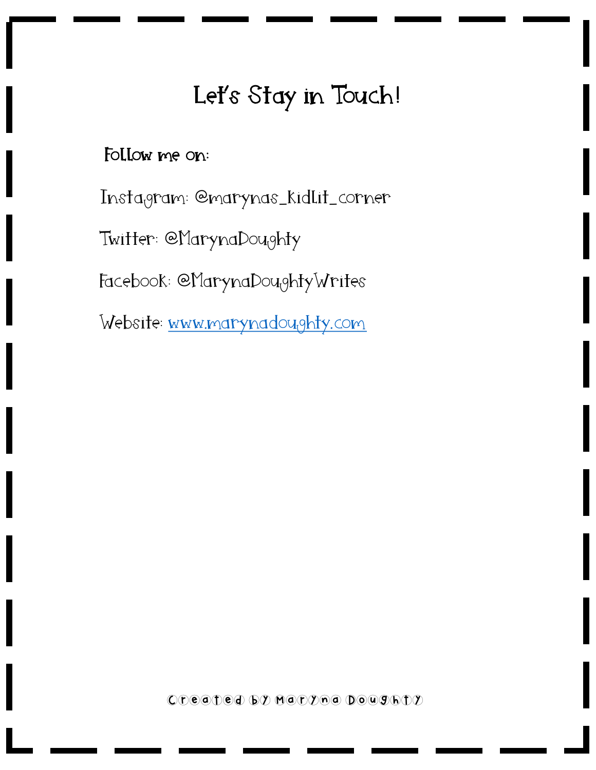# Let's Stay in Touch!

**Follow me on:**

Instagram: @marynas_kidlit_corner

Twitter: @MarynaDoughty

Facebook: @MarynaDoughtyWrites

Website: [www.marynadoughty.com](http://www.marynadoughty.com)

Created by Maryna Doughty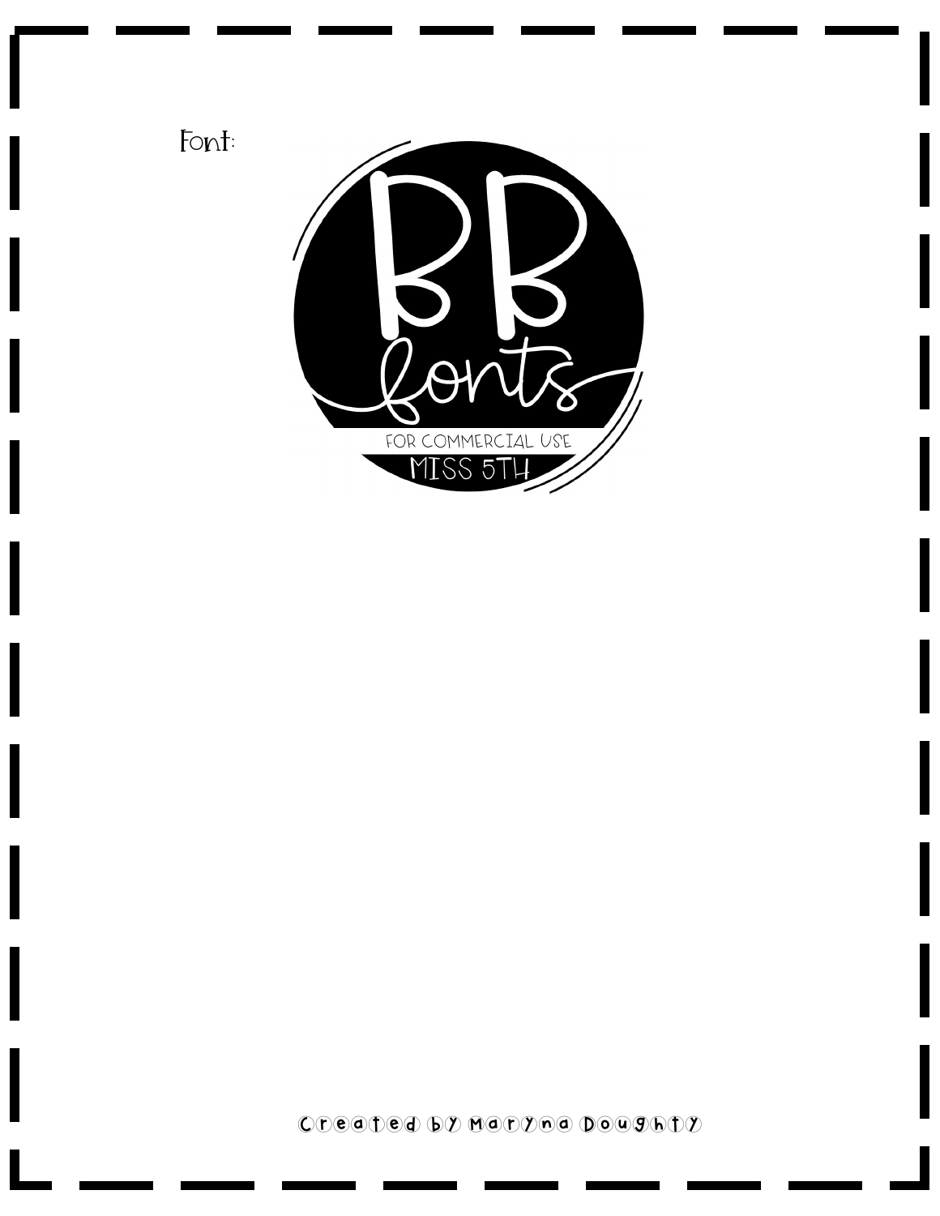Font:

BB fonts

FOR COMMERCIAL USE

MISS 5TH

Created by Maryna Doughty